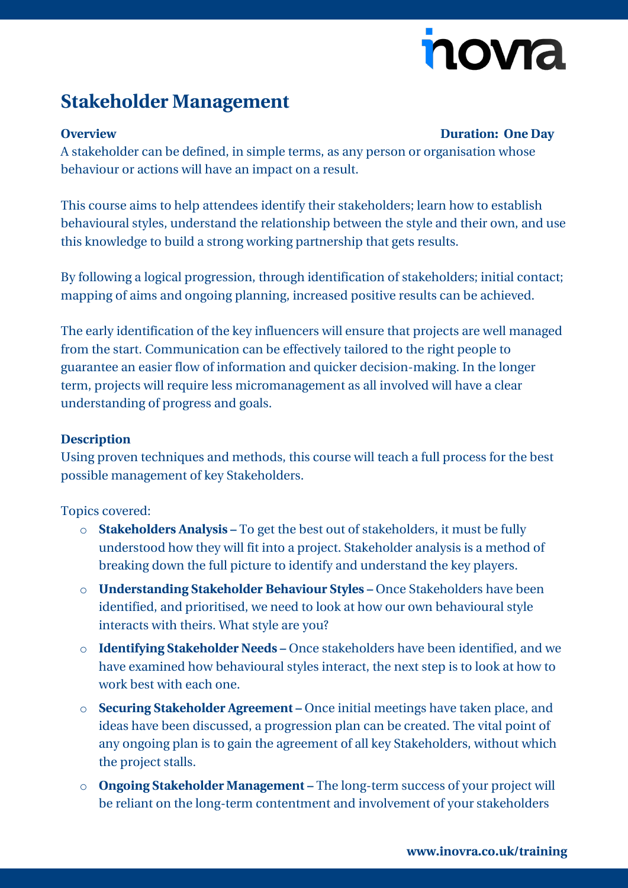# Stakeholder Management

**Overview** **Duration: One Day**

A stakeholder can be defined, in simple terms, as any person or organisation whose behaviour or actions will have an impact on a result.

This course aims to help attendees identify their stakeholders; learn how to establish behavioural styles, understand the relationship between the style and their own, and use this knowledge to build a strong working partnership that gets results.

By following a logical progression, through identification of stakeholders; initial contact; mapping of aims and ongoing planning, increased positive results can be achieved.

The early identification of the key influencers will ensure that projects are well managed from the start. Communication can be effectively tailored to the right people to guarantee an easier flow of information and quicker decision-making. In the longer term, projects will require less micromanagement as all involved will have a clear understanding of progress and goals.

**Description**

Using proven techniques and methods, this course will teach a full process for the best possible management of key Stakeholders.

Topics covered:

- **Stakeholders Analysis –** To get the best out of stakeholders, it must be fully understood how they will fit into a project. Stakeholder analysis is a method of breaking down the full picture to identify and understand the key players.
- **Understanding Stakeholder Behaviour Styles –** Once Stakeholders have been identified, and prioritised, we need to look at how our own behavioural style interacts with theirs. What style are you?
- **Identifying Stakeholder Needs –** Once stakeholders have been identified, and we have examined how behavioural styles interact, the next step is to look at how to work best with each one.
- **Securing Stakeholder Agreement –** Once initial meetings have taken place, and ideas have been discussed, a progression plan can be created. The vital point of any ongoing plan is to gain the agreement of all key Stakeholders, without which the project stalls.
- **Ongoing Stakeholder Management –** The long-term success of your project will be reliant on the long-term contentment and involvement of your stakeholders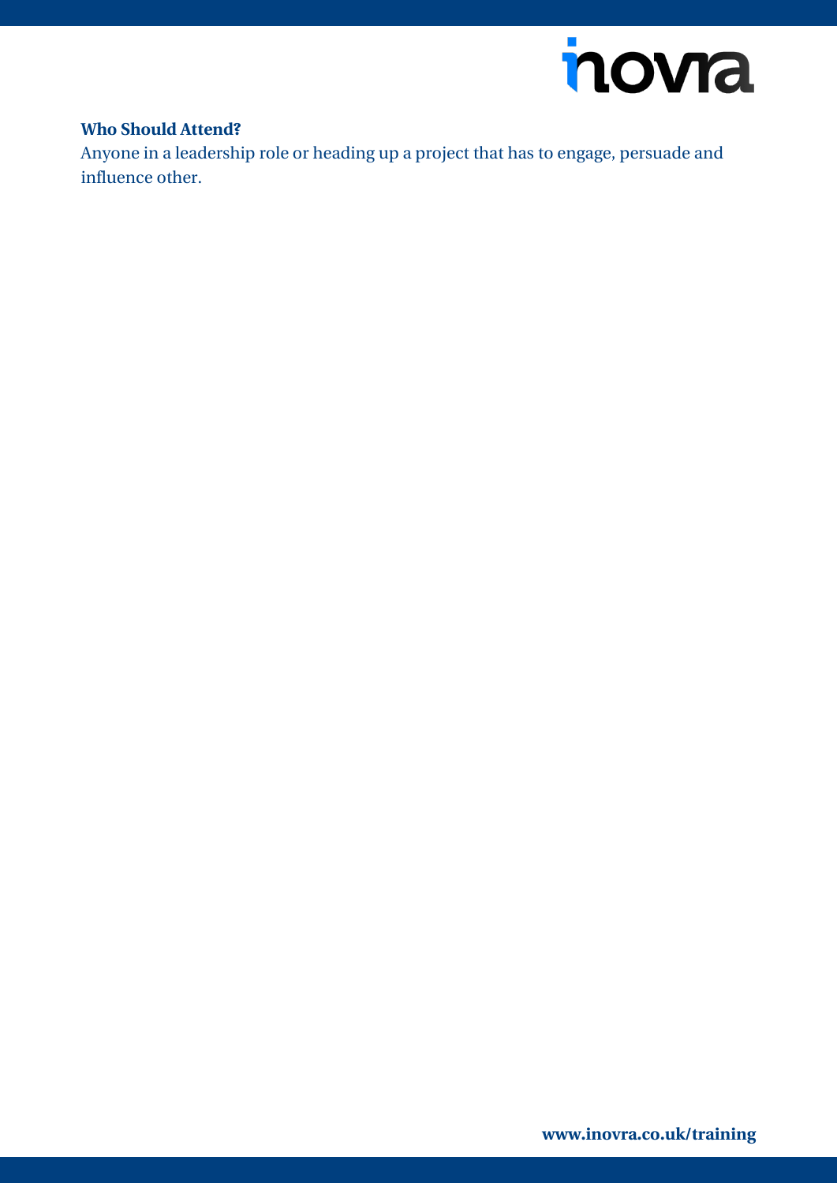**Who Should Attend?**

Anyone in a leadership role or heading up a project that has to engage, persuade and influence other.